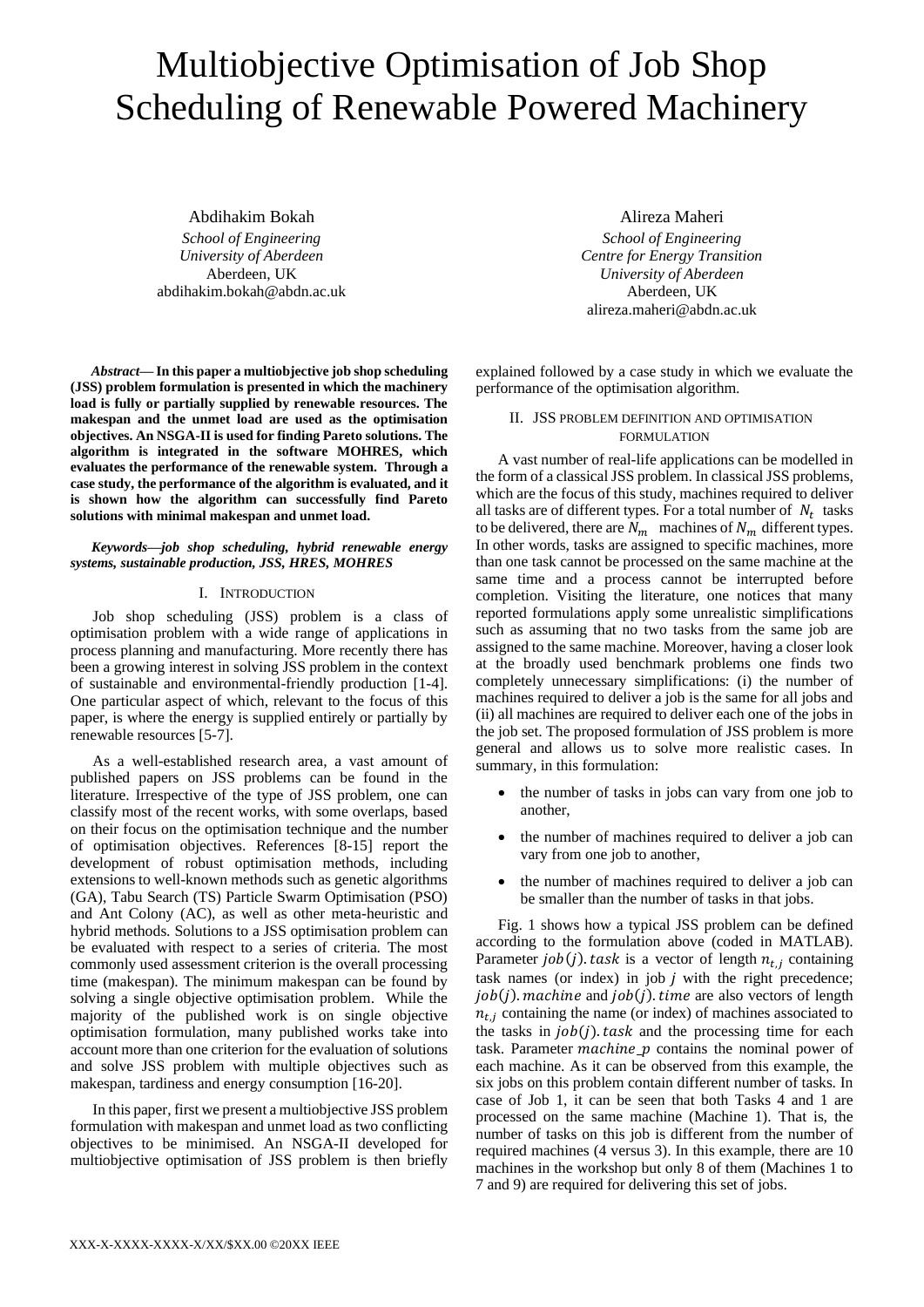# Multiobjective Optimisation of Job Shop Scheduling of Renewable Powered Machinery

Abdihakim Bokah
*School of Engineering*
*University of Aberdeen*
Aberdeen, UK
abdihakim.bokah@abdn.ac.uk

Alireza Maheri
*School of Engineering*
*Centre for Energy Transition*
*University of Aberdeen*
Aberdeen, UK
alireza.maheri@abdn.ac.uk

***Abstract*— In this paper a multiobjective job shop scheduling (JSS) problem formulation is presented in which the machinery load is fully or partially supplied by renewable resources. The makespan and the unmet load are used as the optimisation objectives. An NSGA-II is used for finding Pareto solutions. The algorithm is integrated in the software MOHRES, which evaluates the performance of the renewable system. Through a case study, the performance of the algorithm is evaluated, and it is shown how the algorithm can successfully find Pareto solutions with minimal makespan and unmet load.**

***Keywords—job shop scheduling, hybrid renewable energy systems, sustainable production, JSS, HRES, MOHRES***

## I. Introduction

Job shop scheduling (JSS) problem is a class of optimisation problem with a wide range of applications in process planning and manufacturing. More recently there has been a growing interest in solving JSS problem in the context of sustainable and environmental-friendly production [1-4]. One particular aspect of which, relevant to the focus of this paper, is where the energy is supplied entirely or partially by renewable resources [5-7].

As a well-established research area, a vast amount of published papers on JSS problems can be found in the literature. Irrespective of the type of JSS problem, one can classify most of the recent works, with some overlaps, based on their focus on the optimisation technique and the number of optimisation objectives. References [8-15] report the development of robust optimisation methods, including extensions to well-known methods such as genetic algorithms (GA), Tabu Search (TS) Particle Swarm Optimisation (PSO) and Ant Colony (AC), as well as other meta-heuristic and hybrid methods. Solutions to a JSS optimisation problem can be evaluated with respect to a series of criteria. The most commonly used assessment criterion is the overall processing time (makespan). The minimum makespan can be found by solving a single objective optimisation problem. While the majority of the published work is on single objective optimisation formulation, many published works take into account more than one criterion for the evaluation of solutions and solve JSS problem with multiple objectives such as makespan, tardiness and energy consumption [16-20].

In this paper, first we present a multiobjective JSS problem formulation with makespan and unmet load as two conflicting objectives to be minimised. An NSGA-II developed for multiobjective optimisation of JSS problem is then briefly explained followed by a case study in which we evaluate the performance of the optimisation algorithm.

## II. JSS Problem Definition and Optimisation Formulation

A vast number of real-life applications can be modelled in the form of a classical JSS problem. In classical JSS problems, which are the focus of this study, machines required to deliver all tasks are of different types. For a total number of $N_t$ tasks to be delivered, there are $N_m$ machines of $N_m$ different types. In other words, tasks are assigned to specific machines, more than one task cannot be processed on the same machine at the same time and a process cannot be interrupted before completion. Visiting the literature, one notices that many reported formulations apply some unrealistic simplifications such as assuming that no two tasks from the same job are assigned to the same machine. Moreover, having a closer look at the broadly used benchmark problems one finds two completely unnecessary simplifications: (i) the number of machines required to deliver a job is the same for all jobs and (ii) all machines are required to deliver each one of the jobs in the job set. The proposed formulation of JSS problem is more general and allows us to solve more realistic cases. In summary, in this formulation:

- the number of tasks in jobs can vary from one job to another,
- the number of machines required to deliver a job can vary from one job to another,
- the number of machines required to deliver a job can be smaller than the number of tasks in that jobs.

Fig. 1 shows how a typical JSS problem can be defined according to the formulation above (coded in MATLAB). Parameter $job(j).task$ is a vector of length $n_{t,j}$ containing task names (or index) in job *j* with the right precedence; $job(j).machine$ and $job(j).time$ are also vectors of length $n_{t,j}$ containing the name (or index) of machines associated to the tasks in $job(j).task$ and the processing time for each task. Parameter $machine\_p$ contains the nominal power of each machine. As it can be observed from this example, the six jobs on this problem contain different number of tasks. In case of Job 1, it can be seen that both Tasks 4 and 1 are processed on the same machine (Machine 1). That is, the number of tasks on this job is different from the number of required machines (4 versus 3). In this example, there are 10 machines in the workshop but only 8 of them (Machines 1 to 7 and 9) are required for delivering this set of jobs.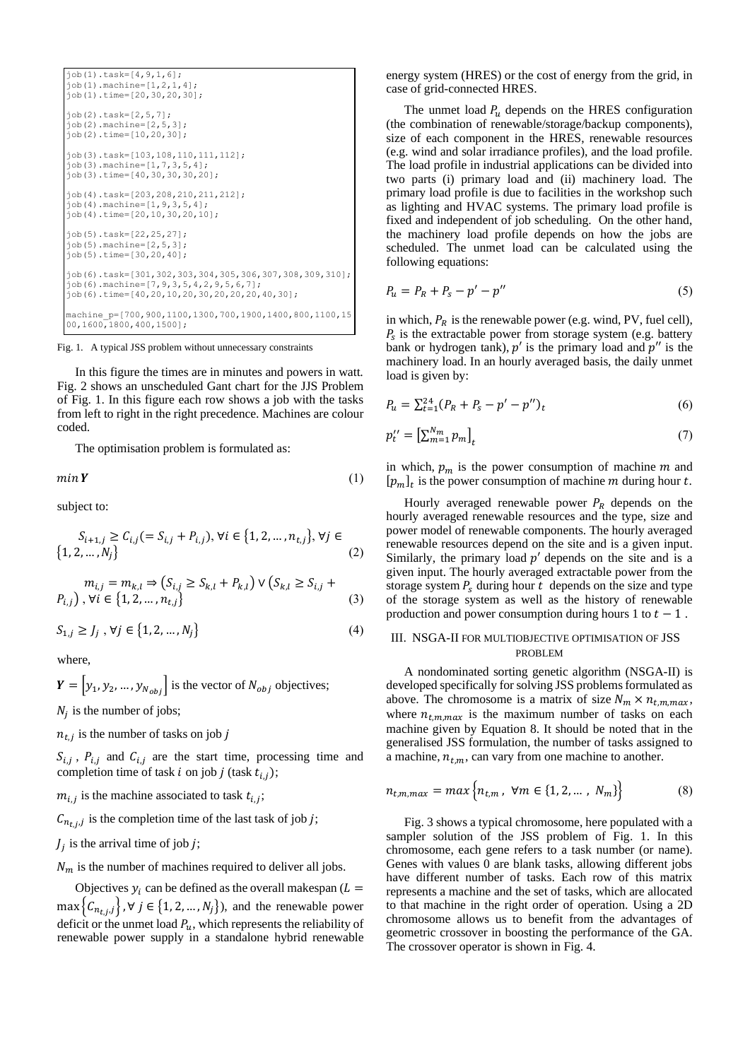```
job(1).task=[4,9,1,6];
job(1).machine=[1,2,1,4];
job(1).time=[20,30,20,30];

job(2).task=[2,5,7];
job(2).machine=[2,5,3];
job(2).time=[10,20,30];

job(3).task=[103,108,110,111,112];
job(3).machine=[1,7,3,5,4];
job(3).time=[40,30,30,30,20];

job(4).task=[203,208,210,211,212];
job(4).machine=[1,9,3,5,4];
job(4).time=[20,10,30,20,10];

job(5).task=[22,25,27];
job(5).machine=[2,5,3];
job(5).time=[30,20,40];

job(6).task=[301,302,303,304,305,306,307,308,309,310];
job(6).machine=[7,9,3,5,4,2,9,5,6,7];
job(6).time=[40,20,10,20,30,20,20,20,40,30];

machine_p=[700,900,1100,1300,700,1900,1400,800,1100,15
00,1600,1800,400,1500];
```

Fig. 1. A typical JSS problem without unnecessary constraints

In this figure the times are in minutes and powers in watt. Fig. 2 shows an unscheduled Gant chart for the JJS Problem of Fig. 1. In this figure each row shows a job with the tasks from left to right in the right precedence. Machines are colour coded.

The optimisation problem is formulated as:

$$min\, \boldsymbol{Y} \tag{1}$$

subject to:

$$S_{i+1,j} \geq C_{i,j} (= S_{i,j} + P_{i,j}), \forall i \in \{1, 2, \ldots, n_{t,j}\}, \forall j \in \{1, 2, \ldots, N_j\} \tag{2}$$

$$m_{i,j} = m_{k,l} \Rightarrow (S_{i,j} \geq S_{k,l} + P_{k,l}) \vee (S_{k,l} \geq S_{i,j} + P_{i,j}), \forall i \in \{1, 2, \ldots, n_{t,j}\} \tag{3}$$

$$S_{1,j} \geq J_j, \forall j \in \{1, 2, \ldots, N_j\} \tag{4}$$

where,

$\boldsymbol{Y} = [y_1, y_2, \ldots, y_{N_{obj}}]$ is the vector of $N_{obj}$ objectives;

$N_j$ is the number of jobs;

$n_{t,j}$ is the number of tasks on job $j$

$S_{i,j}$, $P_{i,j}$ and $C_{i,j}$ are the start time, processing time and completion time of task $i$ on job $j$ (task $t_{i,j}$);

$m_{i,j}$ is the machine associated to task $t_{i,j}$;

$C_{n_{t,j},j}$ is the completion time of the last task of job $j$;

$J_j$ is the arrival time of job $j$;

$N_m$ is the number of machines required to deliver all jobs.

Objectives $y_i$ can be defined as the overall makespan ($L = \max\{C_{n_{t,j},j}\}, \forall j \in \{1, 2, \ldots, N_j\}$), and the renewable power deficit or the unmet load $P_u$, which represents the reliability of renewable power supply in a standalone hybrid renewable energy system (HRES) or the cost of energy from the grid, in case of grid-connected HRES.

The unmet load $P_u$ depends on the HRES configuration (the combination of renewable/storage/backup components), size of each component in the HRES, renewable resources (e.g. wind and solar irradiance profiles), and the load profile. The load profile in industrial applications can be divided into two parts (i) primary load and (ii) machinery load. The primary load profile is due to facilities in the workshop such as lighting and HVAC systems. The primary load profile is fixed and independent of job scheduling. On the other hand, the machinery load profile depends on how the jobs are scheduled. The unmet load can be calculated using the following equations:

$$P_u = P_R + P_s - p' - p'' \tag{5}$$

in which, $P_R$ is the renewable power (e.g. wind, PV, fuel cell), $P_s$ is the extractable power from storage system (e.g. battery bank or hydrogen tank), $p'$ is the primary load and $p''$ is the machinery load. In an hourly averaged basis, the daily unmet load is given by:

$$P_u = \sum_{t=1}^{24} (P_R + P_s - p' - p'')_t \tag{6}$$

$$p''_t = \left[\sum_{m=1}^{N_m} p_m\right]_t \tag{7}$$

in which, $p_m$ is the power consumption of machine $m$ and $[p_m]_t$ is the power consumption of machine $m$ during hour $t$.

Hourly averaged renewable power $P_R$ depends on the hourly averaged renewable resources and the type, size and power model of renewable components. The hourly averaged renewable resources depend on the site and is a given input. Similarly, the primary load $p'$ depends on the site and is a given input. The hourly averaged extractable power from the storage system $P_s$ during hour $t$ depends on the size and type of the storage system as well as the history of renewable production and power consumption during hours 1 to $t-1$.

## III. NSGA-II FOR MULTIOBJECTIVE OPTIMISATION OF JSS PROBLEM

A nondominated sorting genetic algorithm (NSGA-II) is developed specifically for solving JSS problems formulated as above. The chromosome is a matrix of size $N_m \times n_{t,m,max}$, where $n_{t,m,max}$ is the maximum number of tasks on each machine given by Equation 8. It should be noted that in the generalised JSS formulation, the number of tasks assigned to a machine, $n_{t,m}$, can vary from one machine to another.

$$n_{t,m,max} = max\{n_{t,m},\ \forall m \in \{1, 2, \ldots, N_m\}\} \tag{8}$$

Fig. 3 shows a typical chromosome, here populated with a sampler solution of the JSS problem of Fig. 1. In this chromosome, each gene refers to a task number (or name). Genes with values 0 are blank tasks, allowing different jobs have different number of tasks. Each row of this matrix represents a machine and the set of tasks, which are allocated to that machine in the right order of operation. Using a 2D chromosome allows us to benefit from the advantages of geometric crossover in boosting the performance of the GA. The crossover operator is shown in Fig. 4.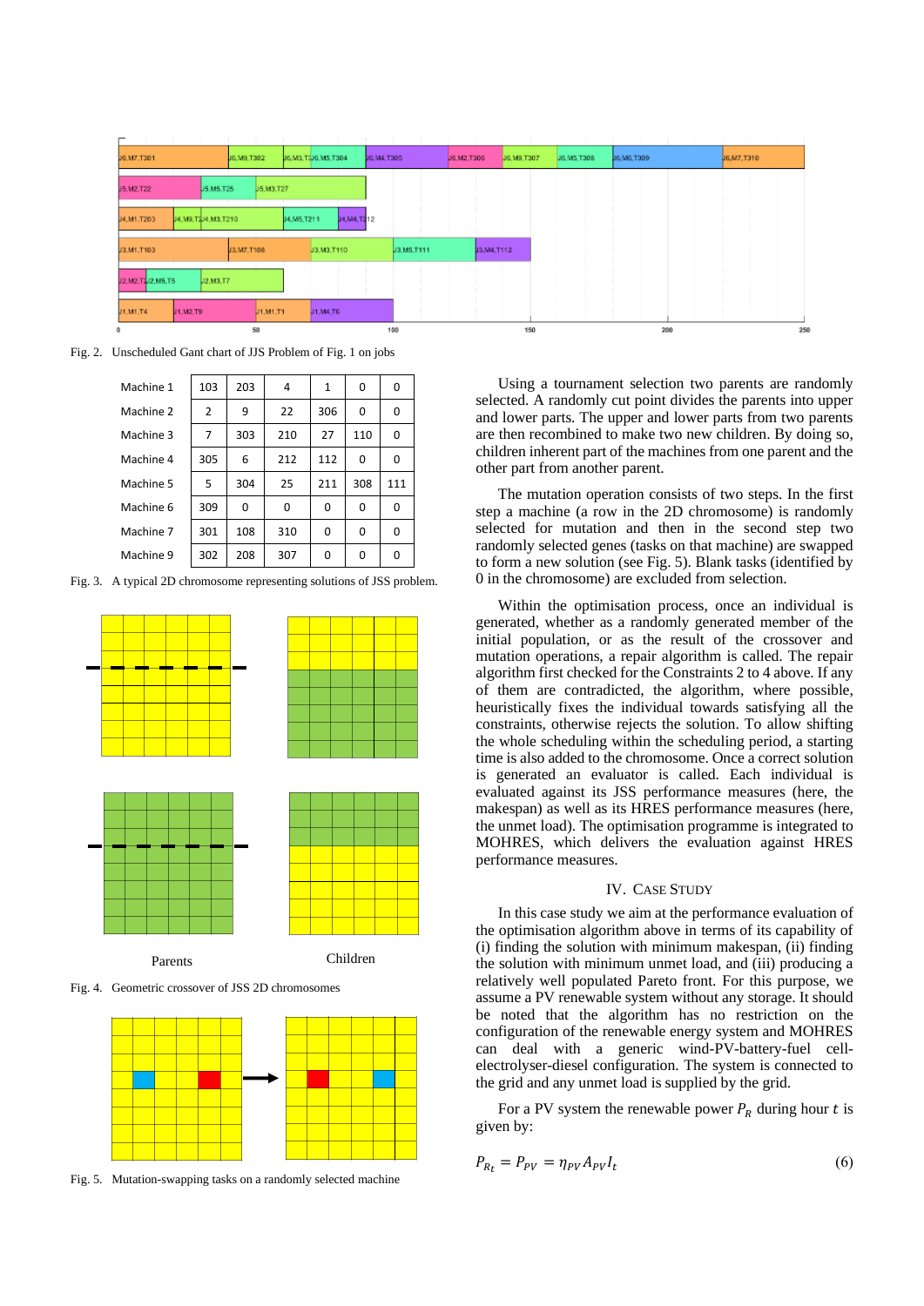Fig. 2. Unscheduled Gant chart of JJS Problem of Fig. 1 on jobs

| Machine 1 | 103 | 203 | 4 | 1 | 0 | 0 |
|---|---|---|---|---|---|---|
| Machine 2 | 2 | 9 | 22 | 306 | 0 | 0 |
| Machine 3 | 7 | 303 | 210 | 27 | 110 | 0 |
| Machine 4 | 305 | 6 | 212 | 112 | 0 | 0 |
| Machine 5 | 5 | 304 | 25 | 211 | 308 | 111 |
| Machine 6 | 309 | 0 | 0 | 0 | 0 | 0 |
| Machine 7 | 301 | 108 | 310 | 0 | 0 | 0 |
| Machine 9 | 302 | 208 | 307 | 0 | 0 | 0 |

Fig. 3. A typical 2D chromosome representing solutions of JSS problem.

Parents Children

Fig. 4. Geometric crossover of JSS 2D chromosomes

Fig. 5. Mutation-swapping tasks on a randomly selected machine

Using a tournament selection two parents are randomly selected. A randomly cut point divides the parents into upper and lower parts. The upper and lower parts from two parents are then recombined to make two new children. By doing so, children inherent part of the machines from one parent and the other part from another parent.

The mutation operation consists of two steps. In the first step a machine (a row in the 2D chromosome) is randomly selected for mutation and then in the second step two randomly selected genes (tasks on that machine) are swapped to form a new solution (see Fig. 5). Blank tasks (identified by 0 in the chromosome) are excluded from selection.

Within the optimisation process, once an individual is generated, whether as a randomly generated member of the initial population, or as the result of the crossover and mutation operations, a repair algorithm is called. The repair algorithm first checked for the Constraints 2 to 4 above. If any of them are contradicted, the algorithm, where possible, heuristically fixes the individual towards satisfying all the constraints, otherwise rejects the solution. To allow shifting the whole scheduling within the scheduling period, a starting time is also added to the chromosome. Once a correct solution is generated an evaluator is called. Each individual is evaluated against its JSS performance measures (here, the makespan) as well as its HRES performance measures (here, the unmet load). The optimisation programme is integrated to MOHRES, which delivers the evaluation against HRES performance measures.

## IV. Case Study

In this case study we aim at the performance evaluation of the optimisation algorithm above in terms of its capability of (i) finding the solution with minimum makespan, (ii) finding the solution with minimum unmet load, and (iii) producing a relatively well populated Pareto front. For this purpose, we assume a PV renewable system without any storage. It should be noted that the algorithm has no restriction on the configuration of the renewable energy system and MOHRES can deal with a generic wind-PV-battery-fuel cell-electrolyser-diesel configuration. The system is connected to the grid and any unmet load is supplied by the grid.

For a PV system the renewable power $P_R$ during hour $t$ is given by:

$$P_{R_t} = P_{PV} = \eta_{PV} A_{PV} I_t \quad (6)$$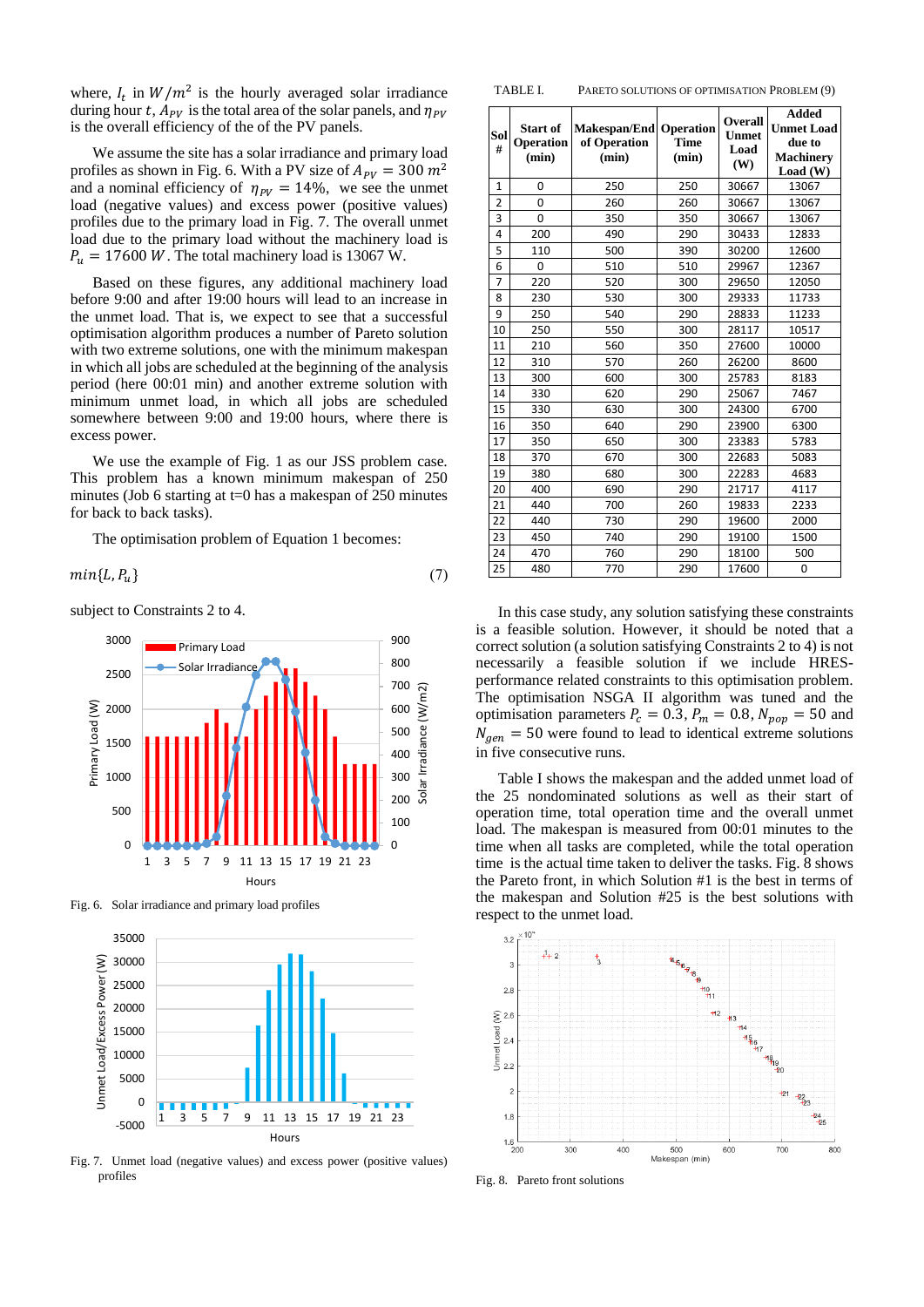where, $I_t$ in $W/m^2$ is the hourly averaged solar irradiance during hour $t$, $A_{PV}$ is the total area of the solar panels, and $\eta_{PV}$ is the overall efficiency of the of the PV panels.

We assume the site has a solar irradiance and primary load profiles as shown in Fig. 6. With a PV size of $A_{PV} = 300\ m^2$ and a nominal efficiency of $\eta_{PV} = 14\%$, we see the unmet load (negative values) and excess power (positive values) profiles due to the primary load in Fig. 7. The overall unmet load due to the primary load without the machinery load is $P_u = 17600\ W$. The total machinery load is 13067 W.

Based on these figures, any additional machinery load before 9:00 and after 19:00 hours will lead to an increase in the unmet load. That is, we expect to see that a successful optimisation algorithm produces a number of Pareto solution with two extreme solutions, one with the minimum makespan in which all jobs are scheduled at the beginning of the analysis period (here 00:01 min) and another extreme solution with minimum unmet load, in which all jobs are scheduled somewhere between 9:00 and 19:00 hours, where there is excess power.

We use the example of Fig. 1 as our JSS problem case. This problem has a known minimum makespan of 250 minutes (Job 6 starting at t=0 has a makespan of 250 minutes for back to back tasks).

The optimisation problem of Equation 1 becomes:

$$min\{L, P_u\} \tag{7}$$

subject to Constraints 2 to 4.

Fig. 6. Solar irradiance and primary load profiles

Fig. 7. Unmet load (negative values) and excess power (positive values) profiles

TABLE I. PARETO SOLUTIONS OF OPTIMISATION PROBLEM (9)

| Sol # | Start of Operation (min) | Makespan/End of Operation (min) | Operation Time (min) | Overall Unmet Load (W) | Added Unmet Load due to Machinery Load (W) |
|---|---|---|---|---|---|
| 1 | 0 | 250 | 250 | 30667 | 13067 |
| 2 | 0 | 260 | 260 | 30667 | 13067 |
| 3 | 0 | 350 | 350 | 30667 | 13067 |
| 4 | 200 | 490 | 290 | 30433 | 12833 |
| 5 | 110 | 500 | 390 | 30200 | 12600 |
| 6 | 0 | 510 | 510 | 29967 | 12367 |
| 7 | 220 | 520 | 300 | 29650 | 12050 |
| 8 | 230 | 530 | 300 | 29333 | 11733 |
| 9 | 250 | 540 | 290 | 28833 | 11233 |
| 10 | 250 | 550 | 300 | 28117 | 10517 |
| 11 | 210 | 560 | 350 | 27600 | 10000 |
| 12 | 310 | 570 | 260 | 26200 | 8600 |
| 13 | 300 | 600 | 300 | 25783 | 8183 |
| 14 | 330 | 620 | 290 | 25067 | 7467 |
| 15 | 330 | 630 | 300 | 24300 | 6700 |
| 16 | 350 | 640 | 290 | 23900 | 6300 |
| 17 | 350 | 650 | 300 | 23383 | 5783 |
| 18 | 370 | 670 | 300 | 22683 | 5083 |
| 19 | 380 | 680 | 300 | 22283 | 4683 |
| 20 | 400 | 690 | 290 | 21717 | 4117 |
| 21 | 440 | 700 | 260 | 19833 | 2233 |
| 22 | 440 | 730 | 290 | 19600 | 2000 |
| 23 | 450 | 740 | 290 | 19100 | 1500 |
| 24 | 470 | 760 | 290 | 18100 | 500 |
| 25 | 480 | 770 | 290 | 17600 | 0 |

In this case study, any solution satisfying these constraints is a feasible solution. However, it should be noted that a correct solution (a solution satisfying Constraints 2 to 4) is not necessarily a feasible solution if we include HRES-performance related constraints to this optimisation problem. The optimisation NSGA II algorithm was tuned and the optimisation parameters $P_c = 0.3$, $P_m = 0.8$, $N_{pop} = 50$ and $N_{gen} = 50$ were found to lead to identical extreme solutions in five consecutive runs.

Table I shows the makespan and the added unmet load of the 25 nondominated solutions as well as their start of operation time, total operation time and the overall unmet load. The makespan is measured from 00:01 minutes to the time when all tasks are completed, while the total operation time is the actual time taken to deliver the tasks. Fig. 8 shows the Pareto front, in which Solution #1 is the best in terms of the makespan and Solution #25 is the best solutions with respect to the unmet load.

Fig. 8. Pareto front solutions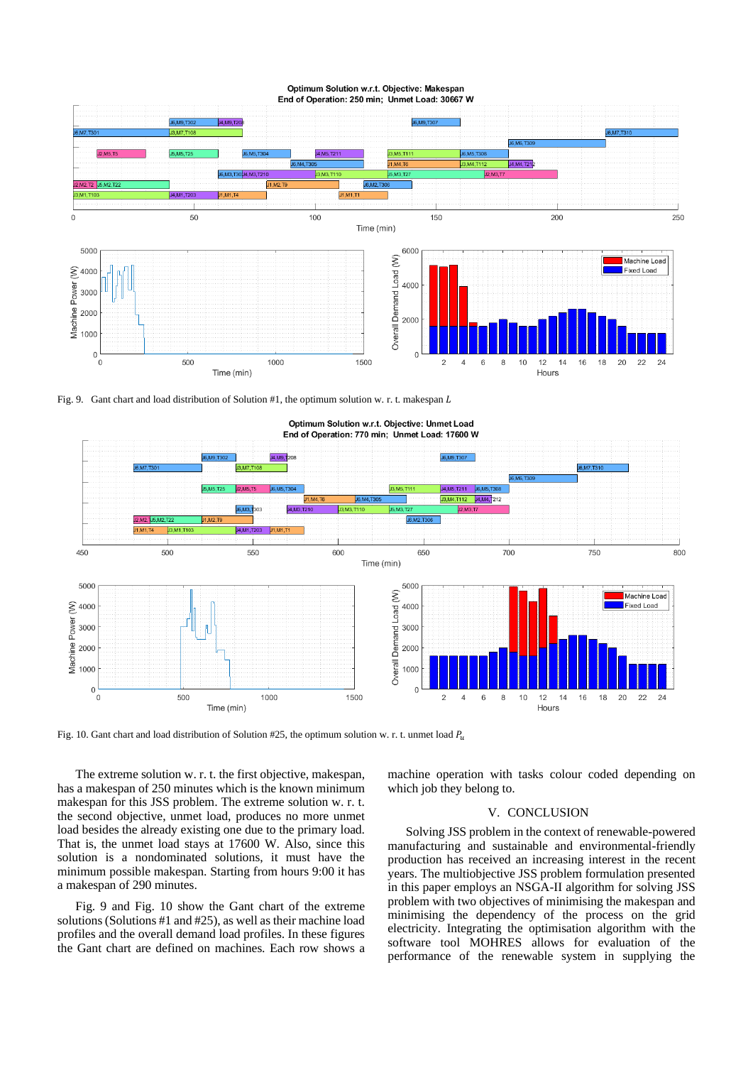Fig. 9. Gant chart and load distribution of Solution #1, the optimum solution w. r. t. makespan $L$

Fig. 10. Gant chart and load distribution of Solution #25, the optimum solution w. r. t. unmet load $P_u$

The extreme solution w. r. t. the first objective, makespan, has a makespan of 250 minutes which is the known minimum makespan for this JSS problem. The extreme solution w. r. t. the second objective, unmet load, produces no more unmet load besides the already existing one due to the primary load. That is, the unmet load stays at 17600 W. Also, since this solution is a nondominated solutions, it must have the minimum possible makespan. Starting from hours 9:00 it has a makespan of 290 minutes.

Fig. 9 and Fig. 10 show the Gant chart of the extreme solutions (Solutions #1 and #25), as well as their machine load profiles and the overall demand load profiles. In these figures the Gant chart are defined on machines. Each row shows a machine operation with tasks colour coded depending on which job they belong to.

## V. CONCLUSION

Solving JSS problem in the context of renewable-powered manufacturing and sustainable and environmental-friendly production has received an increasing interest in the recent years. The multiobjective JSS problem formulation presented in this paper employs an NSGA-II algorithm for solving JSS problem with two objectives of minimising the makespan and minimising the dependency of the process on the grid electricity. Integrating the optimisation algorithm with the software tool MOHRES allows for evaluation of the performance of the renewable system in supplying the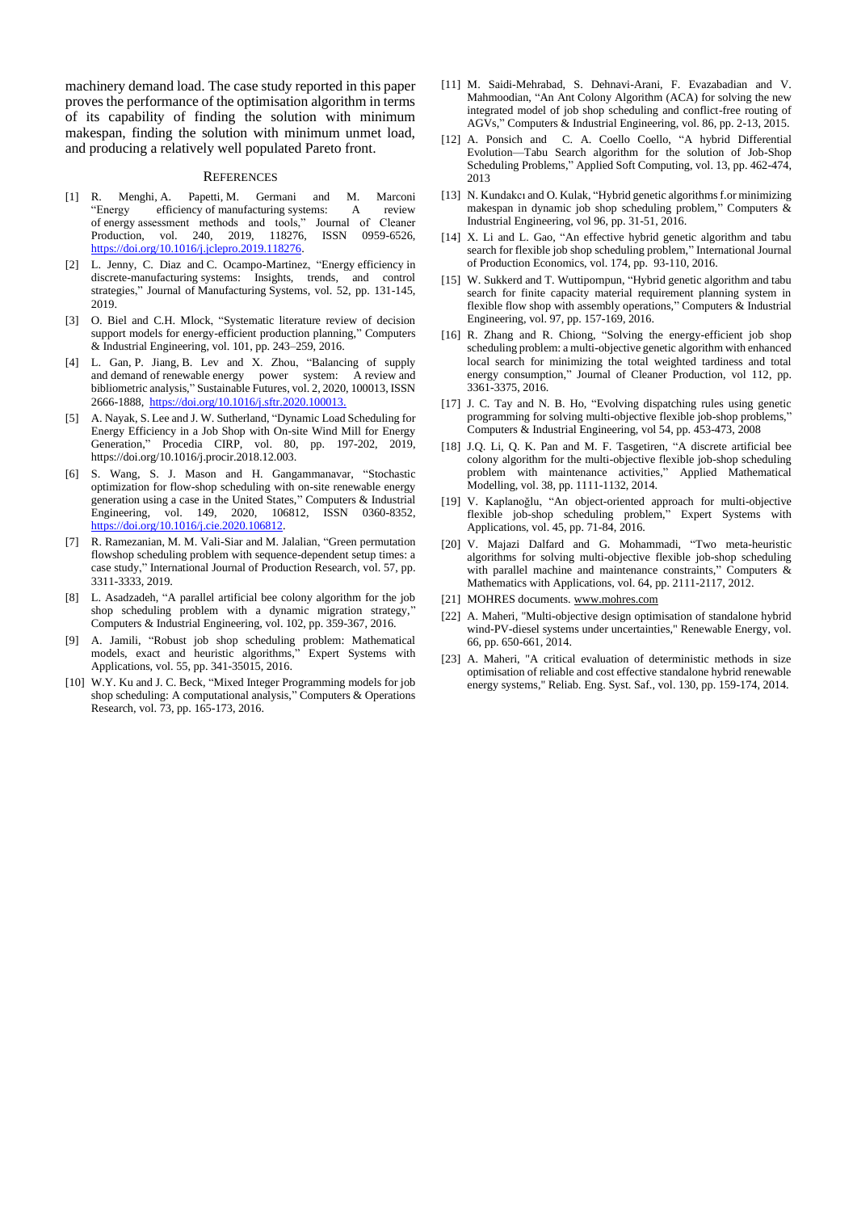machinery demand load. The case study reported in this paper proves the performance of the optimisation algorithm in terms of its capability of finding the solution with minimum makespan, finding the solution with minimum unmet load, and producing a relatively well populated Pareto front.

## References

[1] R. Menghi, A. Papetti, M. Germani and M. Marconi "Energy efficiency of manufacturing systems: A review of energy assessment methods and tools," Journal of Cleaner Production, vol. 240, 2019, 118276, ISSN 0959-6526, https://doi.org/10.1016/j.jclepro.2019.118276.

[2] L. Jenny, C. Diaz and C. Ocampo-Martinez, "Energy efficiency in discrete-manufacturing systems: Insights, trends, and control strategies," Journal of Manufacturing Systems, vol. 52, pp. 131-145, 2019.

[3] O. Biel and C.H. Mlock, "Systematic literature review of decision support models for energy-efficient production planning," Computers & Industrial Engineering, vol. 101, pp. 243–259, 2016.

[4] L. Gan, P. Jiang, B. Lev and X. Zhou, "Balancing of supply and demand of renewable energy power system: A review and bibliometric analysis," Sustainable Futures, vol. 2, 2020, 100013, ISSN 2666-1888, https://doi.org/10.1016/j.sftr.2020.100013.

[5] A. Nayak, S. Lee and J. W. Sutherland, "Dynamic Load Scheduling for Energy Efficiency in a Job Shop with On-site Wind Mill for Energy Generation," Procedia CIRP, vol. 80, pp. 197-202, 2019, https://doi.org/10.1016/j.procir.2018.12.003.

[6] S. Wang, S. J. Mason and H. Gangammanavar, "Stochastic optimization for flow-shop scheduling with on-site renewable energy generation using a case in the United States," Computers & Industrial Engineering, vol. 149, 2020, 106812, ISSN 0360-8352, https://doi.org/10.1016/j.cie.2020.106812.

[7] R. Ramezanian, M. M. Vali-Siar and M. Jalalian, "Green permutation flowshop scheduling problem with sequence-dependent setup times: a case study," International Journal of Production Research, vol. 57, pp. 3311-3333, 2019.

[8] L. Asadzadeh, "A parallel artificial bee colony algorithm for the job shop scheduling problem with a dynamic migration strategy," Computers & Industrial Engineering, vol. 102, pp. 359-367, 2016.

[9] A. Jamili, "Robust job shop scheduling problem: Mathematical models, exact and heuristic algorithms," Expert Systems with Applications, vol. 55, pp. 341-35015, 2016.

[10] W.Y. Ku and J. C. Beck, "Mixed Integer Programming models for job shop scheduling: A computational analysis," Computers & Operations Research, vol. 73, pp. 165-173, 2016.

[11] M. Saidi-Mehrabad, S. Dehnavi-Arani, F. Evazabadian and V. Mahmoodian, "An Ant Colony Algorithm (ACA) for solving the new integrated model of job shop scheduling and conflict-free routing of AGVs," Computers & Industrial Engineering, vol. 86, pp. 2-13, 2015.

[12] A. Ponsich and C. A. Coello Coello, "A hybrid Differential Evolution—Tabu Search algorithm for the solution of Job-Shop Scheduling Problems," Applied Soft Computing, vol. 13, pp. 462-474, 2013

[13] N. Kundakcı and O. Kulak, "Hybrid genetic algorithms f.or minimizing makespan in dynamic job shop scheduling problem," Computers & Industrial Engineering, vol 96, pp. 31-51, 2016.

[14] X. Li and L. Gao, "An effective hybrid genetic algorithm and tabu search for flexible job shop scheduling problem," International Journal of Production Economics, vol. 174, pp. 93-110, 2016.

[15] W. Sukkerd and T. Wuttipornpun, "Hybrid genetic algorithm and tabu search for finite capacity material requirement planning system in flexible flow shop with assembly operations," Computers & Industrial Engineering, vol. 97, pp. 157-169, 2016.

[16] R. Zhang and R. Chiong, "Solving the energy-efficient job shop scheduling problem: a multi-objective genetic algorithm with enhanced local search for minimizing the total weighted tardiness and total energy consumption," Journal of Cleaner Production, vol 112, pp. 3361-3375, 2016.

[17] J. C. Tay and N. B. Ho, "Evolving dispatching rules using genetic programming for solving multi-objective flexible job-shop problems," Computers & Industrial Engineering, vol 54, pp. 453-473, 2008

[18] J.Q. Li, Q. K. Pan and M. F. Tasgetiren, "A discrete artificial bee colony algorithm for the multi-objective flexible job-shop scheduling problem with maintenance activities," Applied Mathematical Modelling, vol. 38, pp. 1111-1132, 2014.

[19] V. Kaplanoğlu, "An object-oriented approach for multi-objective flexible job-shop scheduling problem," Expert Systems with Applications, vol. 45, pp. 71-84, 2016.

[20] V. Majazi Dalfard and G. Mohammadi, "Two meta-heuristic algorithms for solving multi-objective flexible job-shop scheduling with parallel machine and maintenance constraints," Computers & Mathematics with Applications, vol. 64, pp. 2111-2117, 2012.

[21] MOHRES documents. www.mohres.com

[22] A. Maheri, "Multi-objective design optimisation of standalone hybrid wind-PV-diesel systems under uncertainties," Renewable Energy, vol. 66, pp. 650-661, 2014.

[23] A. Maheri, "A critical evaluation of deterministic methods in size optimisation of reliable and cost effective standalone hybrid renewable energy systems," Reliab. Eng. Syst. Saf., vol. 130, pp. 159-174, 2014.